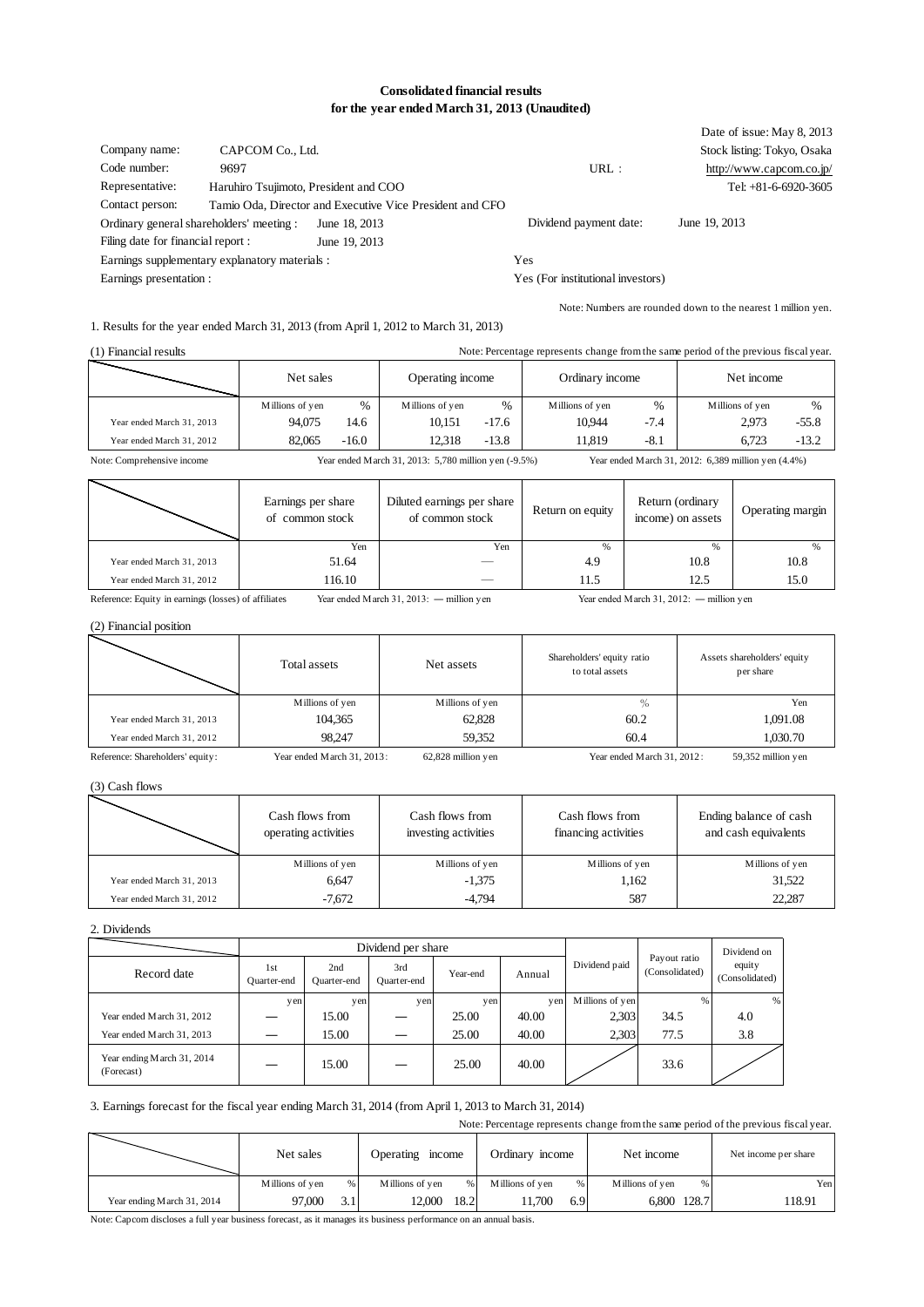# Consolidated financial results
## for the year ended March 31, 2013 (Unaudited)

Date of issue: May 8, 2013

| | | | |
|---|---|---|---|
| Company name: | CAPCOM Co., Ltd. | | Stock listing: Tokyo, Osaka |
| Code number: | 9697 | URL : | http://www.capcom.co.jp/ |
| Representative: | Haruhiro Tsujimoto, President and COO | | Tel: +81-6-6920-3605 |
| Contact person: | Tamio Oda, Director and Executive Vice President and CFO | | |
| Ordinary general shareholders' meeting : | June 18, 2013 | Dividend payment date: | June 19, 2013 |
| Filing date for financial report : | June 19, 2013 | | |
| Earnings supplementary explanatory materials : | | Yes | |
| Earnings presentation : | | Yes (For institutional investors) | |

Note: Numbers are rounded down to the nearest 1 million yen.

1. Results for the year ended March 31, 2013 (from April 1, 2012 to March 31, 2013)

(1) Financial results

Note: Percentage represents change from the same period of the previous fiscal year.

| | Net sales | | Operating income | | Ordinary income | | Net income | |
|---|---|---|---|---|---|---|---|---|
| | Millions of yen | % | Millions of yen | % | Millions of yen | % | Millions of yen | % |
| Year ended March 31, 2013 | 94,075 | 14.6 | 10,151 | -17.6 | 10,944 | -7.4 | 2,973 | -55.8 |
| Year ended March 31, 2012 | 82,065 | -16.0 | 12,318 | -13.8 | 11,819 | -8.1 | 6,723 | -13.2 |

Note: Comprehensive income Year ended March 31, 2013: 5,780 million yen (-9.5%) Year ended March 31, 2012: 6,389 million yen (4.4%)

| | Earnings per share of common stock | Diluted earnings per share of common stock | Return on equity | Return (ordinary income) on assets | Operating margin |
|---|---|---|---|---|---|
| | Yen | Yen | % | % | % |
| Year ended March 31, 2013 | 51.64 | — | 4.9 | 10.8 | 10.8 |
| Year ended March 31, 2012 | 116.10 | — | 11.5 | 12.5 | 15.0 |

Reference: Equity in earnings (losses) of affiliates Year ended March 31, 2013: — million yen Year ended March 31, 2012: — million yen

(2) Financial position

| | Total assets | Net assets | Shareholders' equity ratio to total assets | Assets shareholders' equity per share |
|---|---|---|---|---|
| | Millions of yen | Millions of yen | % | Yen |
| Year ended March 31, 2013 | 104,365 | 62,828 | 60.2 | 1,091.08 |
| Year ended March 31, 2012 | 98,247 | 59,352 | 60.4 | 1,030.70 |

Reference: Shareholders' equity: Year ended March 31, 2013: 62,828 million yen Year ended March 31, 2012: 59,352 million yen

(3) Cash flows

| | Cash flows from operating activities | Cash flows from investing activities | Cash flows from financing activities | Ending balance of cash and cash equivalents |
|---|---|---|---|---|
| | Millions of yen | Millions of yen | Millions of yen | Millions of yen |
| Year ended March 31, 2013 | 6,647 | -1,375 | 1,162 | 31,522 |
| Year ended March 31, 2012 | -7,672 | -4,794 | 587 | 22,287 |

2. Dividends

| Record date | Dividend per share | | | | | Dividend paid | Payout ratio (Consolidated) | Dividend on equity (Consolidated) |
|---|---|---|---|---|---|---|---|---|
| | 1st Quarter-end | 2nd Quarter-end | 3rd Quarter-end | Year-end | Annual | | | |
| | yen | yen | yen | yen | yen | Millions of yen | % | % |
| Year ended March 31, 2012 | — | 15.00 | — | 25.00 | 40.00 | 2,303 | 34.5 | 4.0 |
| Year ended March 31, 2013 | — | 15.00 | — | 25.00 | 40.00 | 2,303 | 77.5 | 3.8 |
| Year ending March 31, 2014 (Forecast) | — | 15.00 | — | 25.00 | 40.00 | | 33.6 | |

3. Earnings forecast for the fiscal year ending March 31, 2014 (from April 1, 2013 to March 31, 2014)

Note: Percentage represents change from the same period of the previous fiscal year.

| | Net sales | | Operating income | | Ordinary income | | Net income | | Net income per share |
|---|---|---|---|---|---|---|---|---|---|
| | Millions of yen | % | Millions of yen | % | Millions of yen | % | Millions of yen | % | Yen |
| Year ending March 31, 2014 | 97,000 | 3.1 | 12,000 | 18.2 | 11,700 | 6.9 | 6,800 | 128.7 | 118.91 |

Note: Capcom discloses a full year business forecast, as it manages its business performance on an annual basis.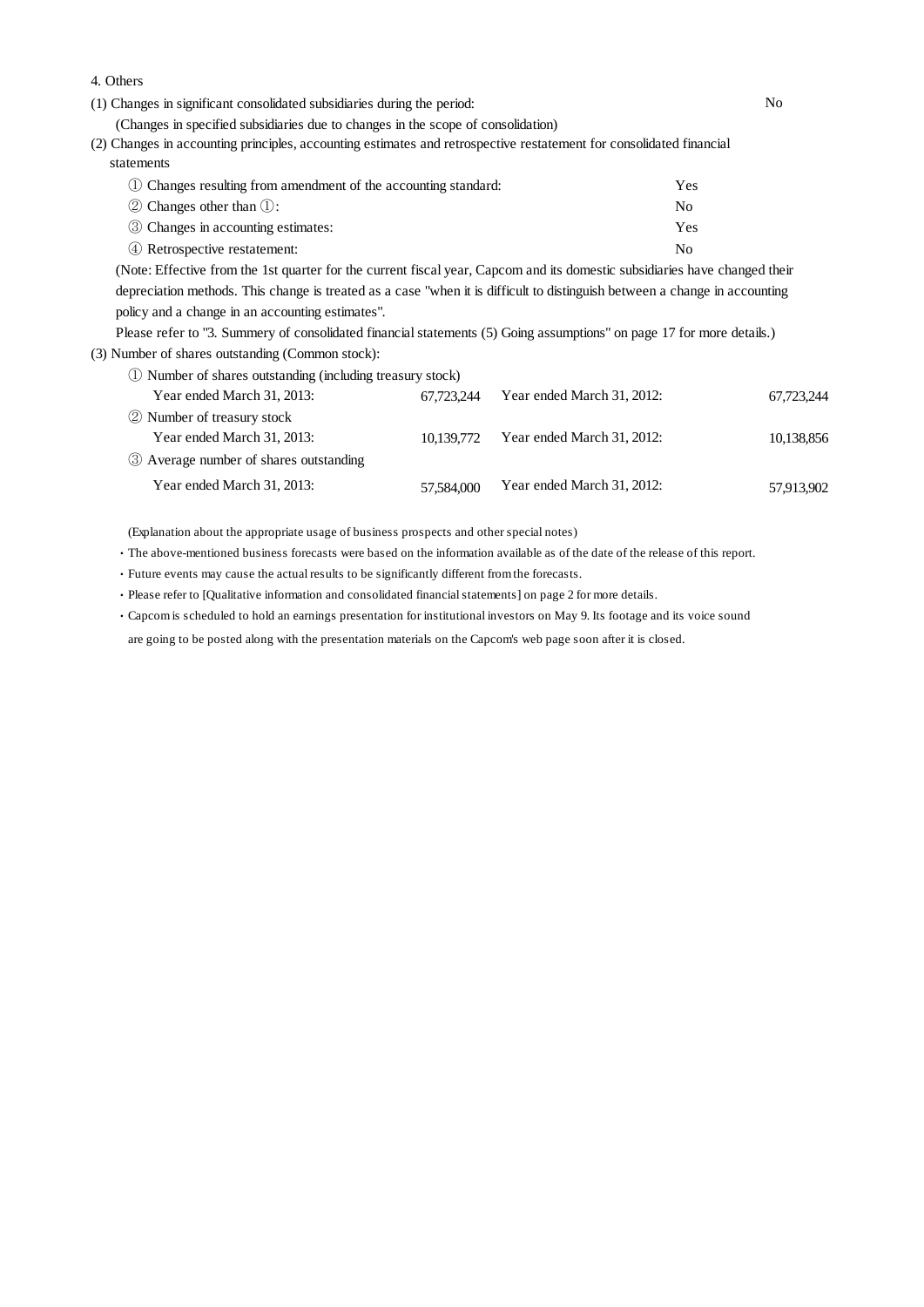4. Others

(1) Changes in significant consolidated subsidiaries during the period: No

(Changes in specified subsidiaries due to changes in the scope of consolidation)

(2) Changes in accounting principles, accounting estimates and retrospective restatement for consolidated financial statements

| | |
|---|---|
| ① Changes resulting from amendment of the accounting standard: | Yes |
| ② Changes other than ①: | No |
| ③ Changes in accounting estimates: | Yes |
| ④ Retrospective restatement: | No |

(Note: Effective from the 1st quarter for the current fiscal year, Capcom and its domestic subsidiaries have changed their depreciation methods. This change is treated as a case "when it is difficult to distinguish between a change in accounting policy and a change in an accounting estimates".

Please refer to "3. Summery of consolidated financial statements (5) Going assumptions" on page 17 for more details.)

(3) Number of shares outstanding (Common stock):

| | | | |
|---|---|---|---|
| ① Number of shares outstanding (including treasury stock) | | | |
| Year ended March 31, 2013: | 67,723,244 | Year ended March 31, 2012: | 67,723,244 |
| ② Number of treasury stock | | | |
| Year ended March 31, 2013: | 10,139,772 | Year ended March 31, 2012: | 10,138,856 |
| ③ Average number of shares outstanding | | | |
| Year ended March 31, 2013: | 57,584,000 | Year ended March 31, 2012: | 57,913,902 |

(Explanation about the appropriate usage of business prospects and other special notes)

- The above-mentioned business forecasts were based on the information available as of the date of the release of this report.
- Future events may cause the actual results to be significantly different from the forecasts.
- Please refer to [Qualitative information and consolidated financial statements] on page 2 for more details.
- Capcom is scheduled to hold an earnings presentation for institutional investors on May 9. Its footage and its voice sound are going to be posted along with the presentation materials on the Capcom's web page soon after it is closed.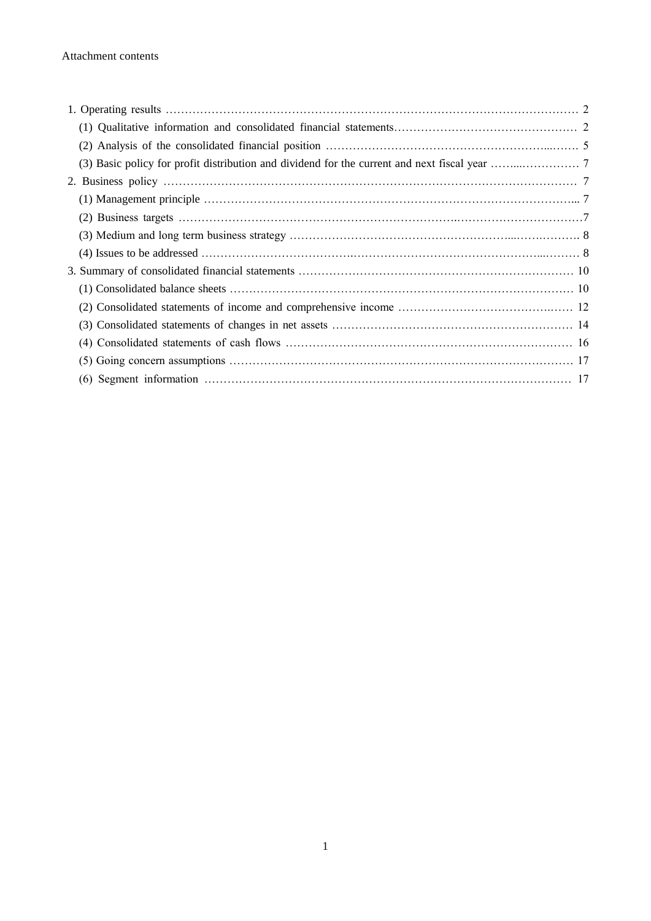Attachment contents

1. Operating results ………………………………………………………………………………………………… 2
   - (1) Qualitative information and consolidated financial statements…………………………………………… 2
   - (2) Analysis of the consolidated financial position ……………………………………………………..……. 5
   - (3) Basic policy for profit distribution and dividend for the current and next fiscal year ……...…………… 7
2. Business policy ……………………………………………………………………………………………… 7
   - (1) Management principle …………………………………………………………………………………... 7
   - (2) Business targets ……………………………………………………………….……………………………7
   - (3) Medium and long term business strategy …………………………………………………...…….………. 8
   - (4) Issues to be addressed …………………………………..…………………………………………...……… 8
3. Summary of consolidated financial statements ………………………………………………………………… 10
   - (1) Consolidated balance sheets ……………………………………………………………………………… 10
   - (2) Consolidated statements of income and comprehensive income ……………………………………..…. 12
   - (3) Consolidated statements of changes in net assets ……………………………………………………… 14
   - (4) Consolidated statements of cash flows ………………………………………………………………… 16
   - (5) Going concern assumptions ……………………………………………………………………………… 17
   - (6) Segment information ………………………………………………………………………………… 17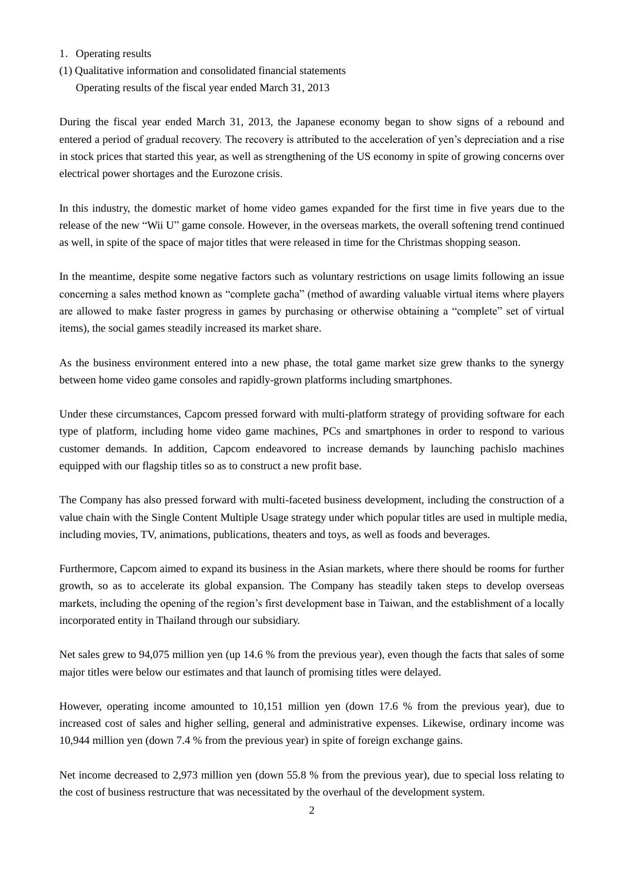1. Operating results

(1) Qualitative information and consolidated financial statements

Operating results of the fiscal year ended March 31, 2013

During the fiscal year ended March 31, 2013, the Japanese economy began to show signs of a rebound and entered a period of gradual recovery. The recovery is attributed to the acceleration of yen's depreciation and a rise in stock prices that started this year, as well as strengthening of the US economy in spite of growing concerns over electrical power shortages and the Eurozone crisis.

In this industry, the domestic market of home video games expanded for the first time in five years due to the release of the new "Wii U" game console. However, in the overseas markets, the overall softening trend continued as well, in spite of the space of major titles that were released in time for the Christmas shopping season.

In the meantime, despite some negative factors such as voluntary restrictions on usage limits following an issue concerning a sales method known as "complete gacha" (method of awarding valuable virtual items where players are allowed to make faster progress in games by purchasing or otherwise obtaining a "complete" set of virtual items), the social games steadily increased its market share.

As the business environment entered into a new phase, the total game market size grew thanks to the synergy between home video game consoles and rapidly-grown platforms including smartphones.

Under these circumstances, Capcom pressed forward with multi-platform strategy of providing software for each type of platform, including home video game machines, PCs and smartphones in order to respond to various customer demands. In addition, Capcom endeavored to increase demands by launching pachislo machines equipped with our flagship titles so as to construct a new profit base.

The Company has also pressed forward with multi-faceted business development, including the construction of a value chain with the Single Content Multiple Usage strategy under which popular titles are used in multiple media, including movies, TV, animations, publications, theaters and toys, as well as foods and beverages.

Furthermore, Capcom aimed to expand its business in the Asian markets, where there should be rooms for further growth, so as to accelerate its global expansion. The Company has steadily taken steps to develop overseas markets, including the opening of the region's first development base in Taiwan, and the establishment of a locally incorporated entity in Thailand through our subsidiary.

Net sales grew to 94,075 million yen (up 14.6 % from the previous year), even though the facts that sales of some major titles were below our estimates and that launch of promising titles were delayed.

However, operating income amounted to 10,151 million yen (down 17.6 % from the previous year), due to increased cost of sales and higher selling, general and administrative expenses. Likewise, ordinary income was 10,944 million yen (down 7.4 % from the previous year) in spite of foreign exchange gains.

Net income decreased to 2,973 million yen (down 55.8 % from the previous year), due to special loss relating to the cost of business restructure that was necessitated by the overhaul of the development system.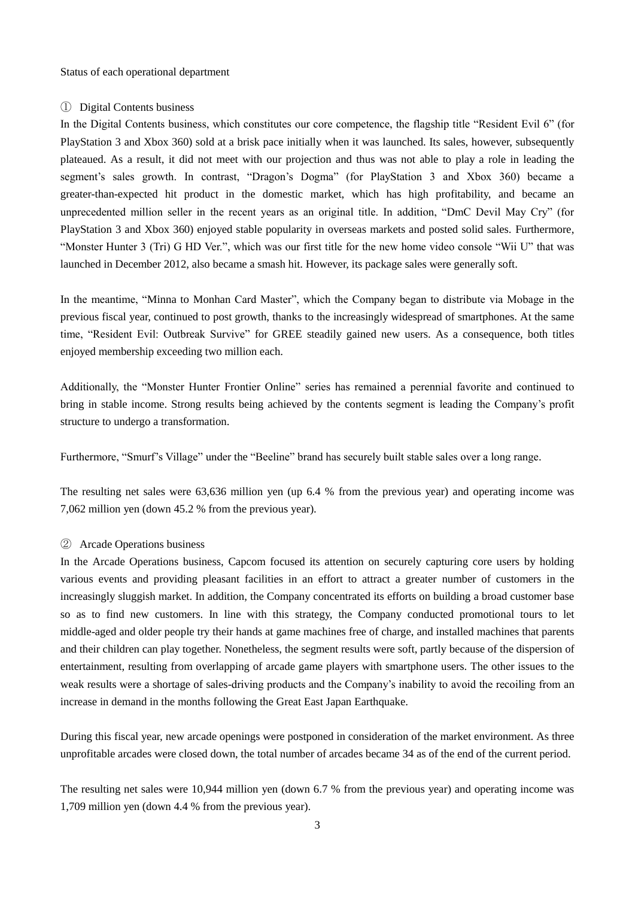Status of each operational department

① Digital Contents business

In the Digital Contents business, which constitutes our core competence, the flagship title "Resident Evil 6" (for PlayStation 3 and Xbox 360) sold at a brisk pace initially when it was launched. Its sales, however, subsequently plateaued. As a result, it did not meet with our projection and thus was not able to play a role in leading the segment's sales growth. In contrast, "Dragon's Dogma" (for PlayStation 3 and Xbox 360) became a greater-than-expected hit product in the domestic market, which has high profitability, and became an unprecedented million seller in the recent years as an original title. In addition, "DmC Devil May Cry" (for PlayStation 3 and Xbox 360) enjoyed stable popularity in overseas markets and posted solid sales. Furthermore, "Monster Hunter 3 (Tri) G HD Ver.", which was our first title for the new home video console "Wii U" that was launched in December 2012, also became a smash hit. However, its package sales were generally soft.

In the meantime, "Minna to Monhan Card Master", which the Company began to distribute via Mobage in the previous fiscal year, continued to post growth, thanks to the increasingly widespread of smartphones. At the same time, "Resident Evil: Outbreak Survive" for GREE steadily gained new users. As a consequence, both titles enjoyed membership exceeding two million each.

Additionally, the "Monster Hunter Frontier Online" series has remained a perennial favorite and continued to bring in stable income. Strong results being achieved by the contents segment is leading the Company's profit structure to undergo a transformation.

Furthermore, "Smurf's Village" under the "Beeline" brand has securely built stable sales over a long range.

The resulting net sales were 63,636 million yen (up 6.4 % from the previous year) and operating income was 7,062 million yen (down 45.2 % from the previous year).

② Arcade Operations business

In the Arcade Operations business, Capcom focused its attention on securely capturing core users by holding various events and providing pleasant facilities in an effort to attract a greater number of customers in the increasingly sluggish market. In addition, the Company concentrated its efforts on building a broad customer base so as to find new customers. In line with this strategy, the Company conducted promotional tours to let middle-aged and older people try their hands at game machines free of charge, and installed machines that parents and their children can play together. Nonetheless, the segment results were soft, partly because of the dispersion of entertainment, resulting from overlapping of arcade game players with smartphone users. The other issues to the weak results were a shortage of sales-driving products and the Company's inability to avoid the recoiling from an increase in demand in the months following the Great East Japan Earthquake.

During this fiscal year, new arcade openings were postponed in consideration of the market environment. As three unprofitable arcades were closed down, the total number of arcades became 34 as of the end of the current period.

The resulting net sales were 10,944 million yen (down 6.7 % from the previous year) and operating income was 1,709 million yen (down 4.4 % from the previous year).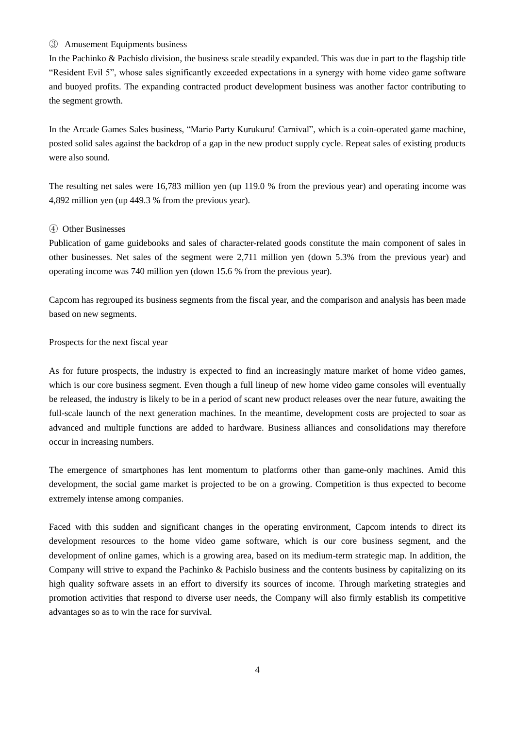③ Amusement Equipments business

In the Pachinko & Pachislo division, the business scale steadily expanded. This was due in part to the flagship title "Resident Evil 5", whose sales significantly exceeded expectations in a synergy with home video game software and buoyed profits. The expanding contracted product development business was another factor contributing to the segment growth.

In the Arcade Games Sales business, "Mario Party Kurukuru! Carnival", which is a coin-operated game machine, posted solid sales against the backdrop of a gap in the new product supply cycle. Repeat sales of existing products were also sound.

The resulting net sales were 16,783 million yen (up 119.0 % from the previous year) and operating income was 4,892 million yen (up 449.3 % from the previous year).

④ Other Businesses

Publication of game guidebooks and sales of character-related goods constitute the main component of sales in other businesses. Net sales of the segment were 2,711 million yen (down 5.3% from the previous year) and operating income was 740 million yen (down 15.6 % from the previous year).

Capcom has regrouped its business segments from the fiscal year, and the comparison and analysis has been made based on new segments.

Prospects for the next fiscal year

As for future prospects, the industry is expected to find an increasingly mature market of home video games, which is our core business segment. Even though a full lineup of new home video game consoles will eventually be released, the industry is likely to be in a period of scant new product releases over the near future, awaiting the full-scale launch of the next generation machines. In the meantime, development costs are projected to soar as advanced and multiple functions are added to hardware. Business alliances and consolidations may therefore occur in increasing numbers.

The emergence of smartphones has lent momentum to platforms other than game-only machines. Amid this development, the social game market is projected to be on a growing. Competition is thus expected to become extremely intense among companies.

Faced with this sudden and significant changes in the operating environment, Capcom intends to direct its development resources to the home video game software, which is our core business segment, and the development of online games, which is a growing area, based on its medium-term strategic map. In addition, the Company will strive to expand the Pachinko & Pachislo business and the contents business by capitalizing on its high quality software assets in an effort to diversify its sources of income. Through marketing strategies and promotion activities that respond to diverse user needs, the Company will also firmly establish its competitive advantages so as to win the race for survival.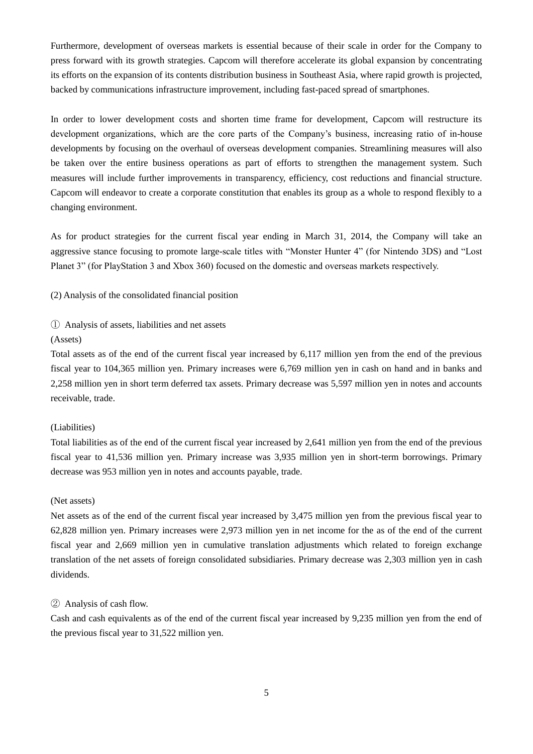Furthermore, development of overseas markets is essential because of their scale in order for the Company to press forward with its growth strategies. Capcom will therefore accelerate its global expansion by concentrating its efforts on the expansion of its contents distribution business in Southeast Asia, where rapid growth is projected, backed by communications infrastructure improvement, including fast-paced spread of smartphones.

In order to lower development costs and shorten time frame for development, Capcom will restructure its development organizations, which are the core parts of the Company's business, increasing ratio of in-house developments by focusing on the overhaul of overseas development companies. Streamlining measures will also be taken over the entire business operations as part of efforts to strengthen the management system. Such measures will include further improvements in transparency, efficiency, cost reductions and financial structure. Capcom will endeavor to create a corporate constitution that enables its group as a whole to respond flexibly to a changing environment.

As for product strategies for the current fiscal year ending in March 31, 2014, the Company will take an aggressive stance focusing to promote large-scale titles with "Monster Hunter 4" (for Nintendo 3DS) and "Lost Planet 3" (for PlayStation 3 and Xbox 360) focused on the domestic and overseas markets respectively.

(2) Analysis of the consolidated financial position

① Analysis of assets, liabilities and net assets

(Assets)

Total assets as of the end of the current fiscal year increased by 6,117 million yen from the end of the previous fiscal year to 104,365 million yen. Primary increases were 6,769 million yen in cash on hand and in banks and 2,258 million yen in short term deferred tax assets. Primary decrease was 5,597 million yen in notes and accounts receivable, trade.

(Liabilities)

Total liabilities as of the end of the current fiscal year increased by 2,641 million yen from the end of the previous fiscal year to 41,536 million yen. Primary increase was 3,935 million yen in short-term borrowings. Primary decrease was 953 million yen in notes and accounts payable, trade.

(Net assets)

Net assets as of the end of the current fiscal year increased by 3,475 million yen from the previous fiscal year to 62,828 million yen. Primary increases were 2,973 million yen in net income for the as of the end of the current fiscal year and 2,669 million yen in cumulative translation adjustments which related to foreign exchange translation of the net assets of foreign consolidated subsidiaries. Primary decrease was 2,303 million yen in cash dividends.

② Analysis of cash flow.

Cash and cash equivalents as of the end of the current fiscal year increased by 9,235 million yen from the end of the previous fiscal year to 31,522 million yen.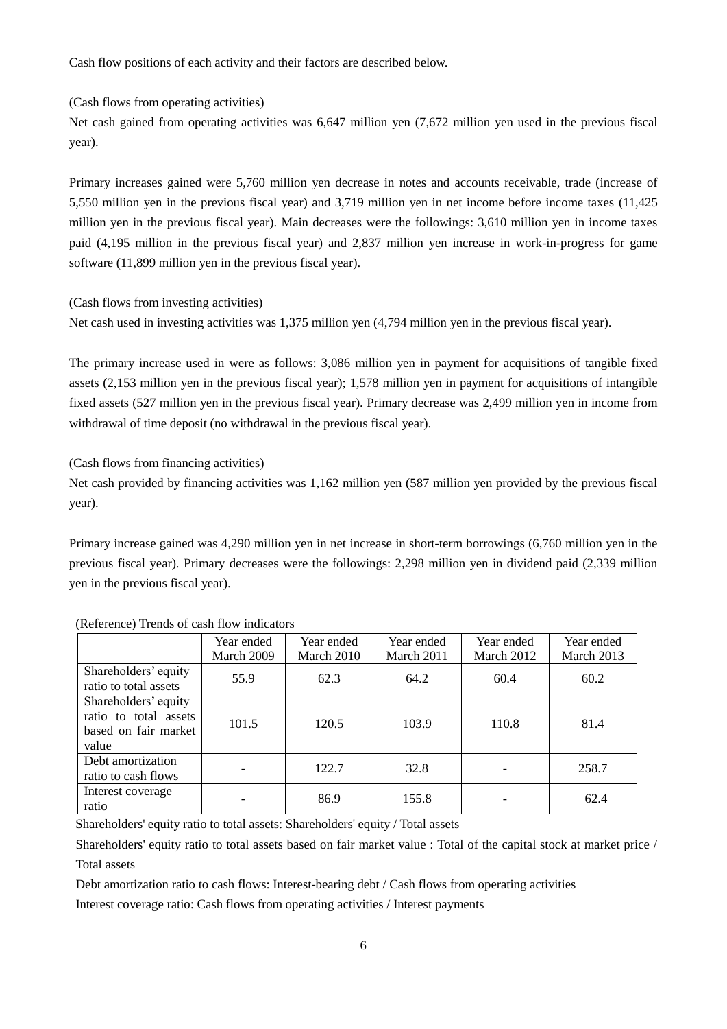Cash flow positions of each activity and their factors are described below.

(Cash flows from operating activities)

Net cash gained from operating activities was 6,647 million yen (7,672 million yen used in the previous fiscal year).

Primary increases gained were 5,760 million yen decrease in notes and accounts receivable, trade (increase of 5,550 million yen in the previous fiscal year) and 3,719 million yen in net income before income taxes (11,425 million yen in the previous fiscal year). Main decreases were the followings: 3,610 million yen in income taxes paid (4,195 million in the previous fiscal year) and 2,837 million yen increase in work-in-progress for game software (11,899 million yen in the previous fiscal year).

(Cash flows from investing activities)

Net cash used in investing activities was 1,375 million yen (4,794 million yen in the previous fiscal year).

The primary increase used in were as follows: 3,086 million yen in payment for acquisitions of tangible fixed assets (2,153 million yen in the previous fiscal year); 1,578 million yen in payment for acquisitions of intangible fixed assets (527 million yen in the previous fiscal year). Primary decrease was 2,499 million yen in income from withdrawal of time deposit (no withdrawal in the previous fiscal year).

(Cash flows from financing activities)

Net cash provided by financing activities was 1,162 million yen (587 million yen provided by the previous fiscal year).

Primary increase gained was 4,290 million yen in net increase in short-term borrowings (6,760 million yen in the previous fiscal year). Primary decreases were the followings: 2,298 million yen in dividend paid (2,339 million yen in the previous fiscal year).

(Reference) Trends of cash flow indicators

| | Year ended March 2009 | Year ended March 2010 | Year ended March 2011 | Year ended March 2012 | Year ended March 2013 |
|---|---|---|---|---|---|
| Shareholders' equity ratio to total assets | 55.9 | 62.3 | 64.2 | 60.4 | 60.2 |
| Shareholders' equity ratio to total assets based on fair market value | 101.5 | 120.5 | 103.9 | 110.8 | 81.4 |
| Debt amortization ratio to cash flows | - | 122.7 | 32.8 | - | 258.7 |
| Interest coverage ratio | - | 86.9 | 155.8 | - | 62.4 |

Shareholders' equity ratio to total assets: Shareholders' equity / Total assets

Shareholders' equity ratio to total assets based on fair market value : Total of the capital stock at market price / Total assets

Debt amortization ratio to cash flows: Interest-bearing debt / Cash flows from operating activities

Interest coverage ratio: Cash flows from operating activities / Interest payments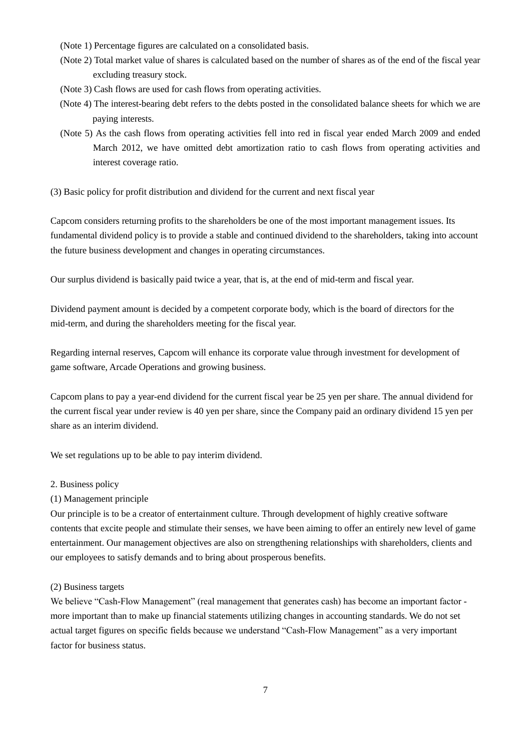(Note 1) Percentage figures are calculated on a consolidated basis.

(Note 2) Total market value of shares is calculated based on the number of shares as of the end of the fiscal year excluding treasury stock.

(Note 3) Cash flows are used for cash flows from operating activities.

(Note 4) The interest-bearing debt refers to the debts posted in the consolidated balance sheets for which we are paying interests.

(Note 5) As the cash flows from operating activities fell into red in fiscal year ended March 2009 and ended March 2012, we have omitted debt amortization ratio to cash flows from operating activities and interest coverage ratio.

(3) Basic policy for profit distribution and dividend for the current and next fiscal year

Capcom considers returning profits to the shareholders be one of the most important management issues. Its fundamental dividend policy is to provide a stable and continued dividend to the shareholders, taking into account the future business development and changes in operating circumstances.

Our surplus dividend is basically paid twice a year, that is, at the end of mid-term and fiscal year.

Dividend payment amount is decided by a competent corporate body, which is the board of directors for the mid-term, and during the shareholders meeting for the fiscal year.

Regarding internal reserves, Capcom will enhance its corporate value through investment for development of game software, Arcade Operations and growing business.

Capcom plans to pay a year-end dividend for the current fiscal year be 25 yen per share. The annual dividend for the current fiscal year under review is 40 yen per share, since the Company paid an ordinary dividend 15 yen per share as an interim dividend.

We set regulations up to be able to pay interim dividend.

## 2. Business policy

### (1) Management principle

Our principle is to be a creator of entertainment culture. Through development of highly creative software contents that excite people and stimulate their senses, we have been aiming to offer an entirely new level of game entertainment. Our management objectives are also on strengthening relationships with shareholders, clients and our employees to satisfy demands and to bring about prosperous benefits.

### (2) Business targets

We believe “Cash-Flow Management” (real management that generates cash) has become an important factor - more important than to make up financial statements utilizing changes in accounting standards. We do not set actual target figures on specific fields because we understand “Cash-Flow Management” as a very important factor for business status.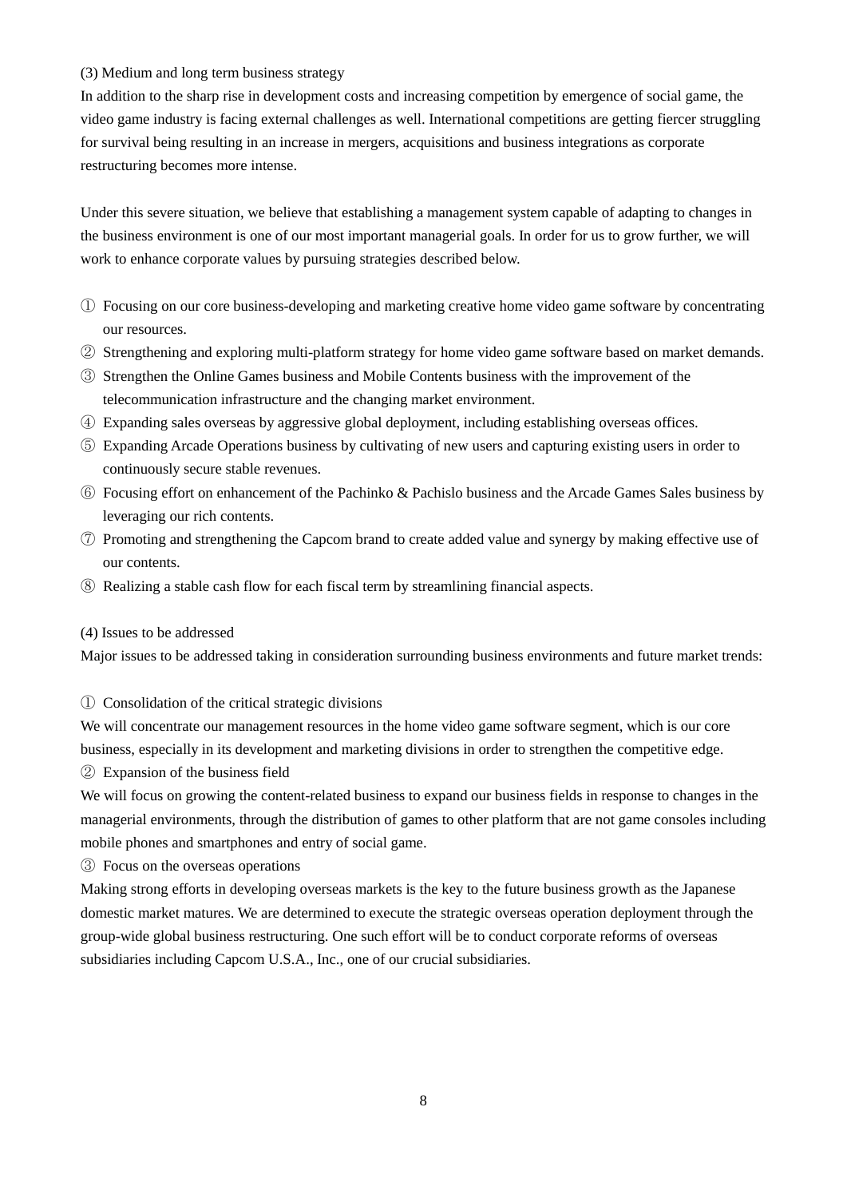(3) Medium and long term business strategy

In addition to the sharp rise in development costs and increasing competition by emergence of social game, the video game industry is facing external challenges as well. International competitions are getting fiercer struggling for survival being resulting in an increase in mergers, acquisitions and business integrations as corporate restructuring becomes more intense.

Under this severe situation, we believe that establishing a management system capable of adapting to changes in the business environment is one of our most important managerial goals. In order for us to grow further, we will work to enhance corporate values by pursuing strategies described below.

① Focusing on our core business-developing and marketing creative home video game software by concentrating our resources.
② Strengthening and exploring multi-platform strategy for home video game software based on market demands.
③ Strengthen the Online Games business and Mobile Contents business with the improvement of the telecommunication infrastructure and the changing market environment.
④ Expanding sales overseas by aggressive global deployment, including establishing overseas offices.
⑤ Expanding Arcade Operations business by cultivating of new users and capturing existing users in order to continuously secure stable revenues.
⑥ Focusing effort on enhancement of the Pachinko & Pachislo business and the Arcade Games Sales business by leveraging our rich contents.
⑦ Promoting and strengthening the Capcom brand to create added value and synergy by making effective use of our contents.
⑧ Realizing a stable cash flow for each fiscal term by streamlining financial aspects.

(4) Issues to be addressed

Major issues to be addressed taking in consideration surrounding business environments and future market trends:

① Consolidation of the critical strategic divisions

We will concentrate our management resources in the home video game software segment, which is our core business, especially in its development and marketing divisions in order to strengthen the competitive edge.

② Expansion of the business field

We will focus on growing the content-related business to expand our business fields in response to changes in the managerial environments, through the distribution of games to other platform that are not game consoles including mobile phones and smartphones and entry of social game.

③ Focus on the overseas operations

Making strong efforts in developing overseas markets is the key to the future business growth as the Japanese domestic market matures. We are determined to execute the strategic overseas operation deployment through the group-wide global business restructuring. One such effort will be to conduct corporate reforms of overseas subsidiaries including Capcom U.S.A., Inc., one of our crucial subsidiaries.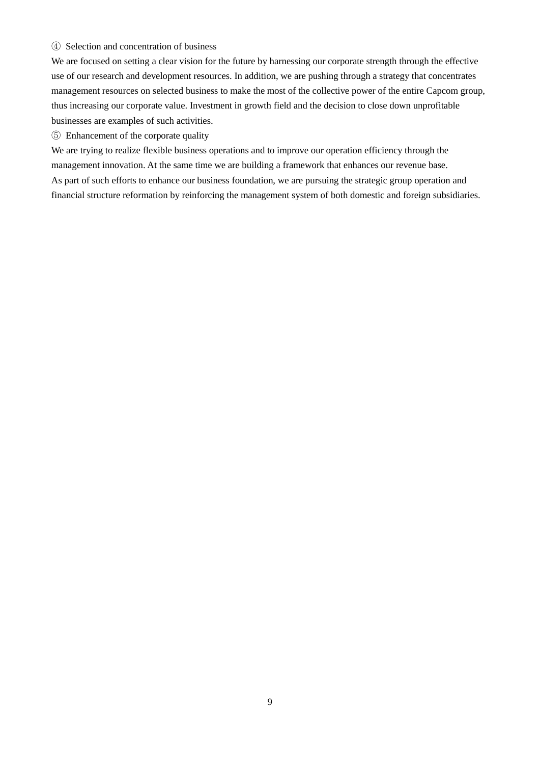④ Selection and concentration of business

We are focused on setting a clear vision for the future by harnessing our corporate strength through the effective use of our research and development resources. In addition, we are pushing through a strategy that concentrates management resources on selected business to make the most of the collective power of the entire Capcom group, thus increasing our corporate value. Investment in growth field and the decision to close down unprofitable businesses are examples of such activities.

⑤ Enhancement of the corporate quality

We are trying to realize flexible business operations and to improve our operation efficiency through the management innovation. At the same time we are building a framework that enhances our revenue base.
As part of such efforts to enhance our business foundation, we are pursuing the strategic group operation and financial structure reformation by reinforcing the management system of both domestic and foreign subsidiaries.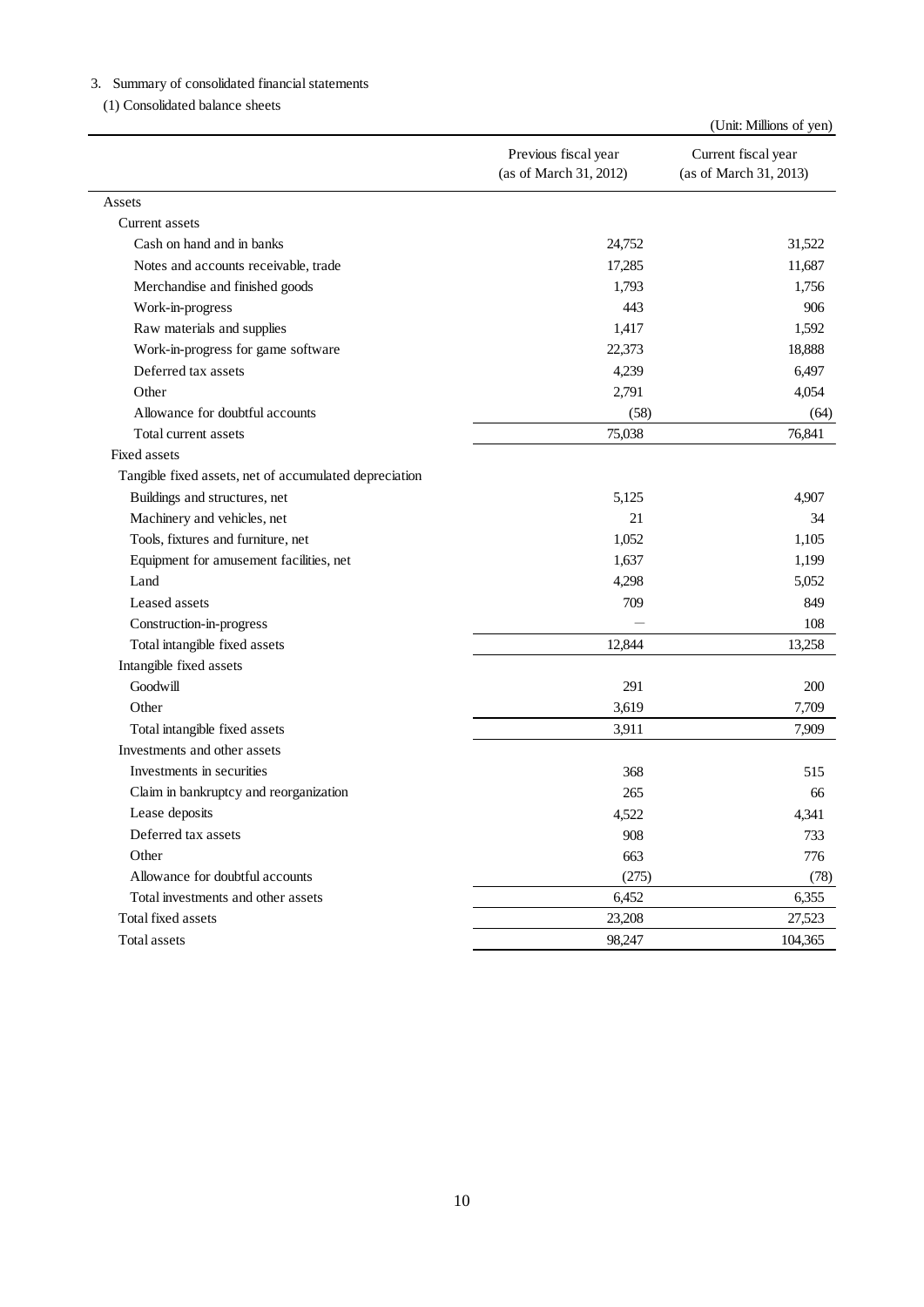3. Summary of consolidated financial statements

(1) Consolidated balance sheets

(Unit: Millions of yen)

| | Previous fiscal year (as of March 31, 2012) | Current fiscal year (as of March 31, 2013) |
|---|---|---|
| Assets | | |
| Current assets | | |
| Cash on hand and in banks | 24,752 | 31,522 |
| Notes and accounts receivable, trade | 17,285 | 11,687 |
| Merchandise and finished goods | 1,793 | 1,756 |
| Work-in-progress | 443 | 906 |
| Raw materials and supplies | 1,417 | 1,592 |
| Work-in-progress for game software | 22,373 | 18,888 |
| Deferred tax assets | 4,239 | 6,497 |
| Other | 2,791 | 4,054 |
| Allowance for doubtful accounts | (58) | (64) |
| Total current assets | 75,038 | 76,841 |
| Fixed assets | | |
| Tangible fixed assets, net of accumulated depreciation | | |
| Buildings and structures, net | 5,125 | 4,907 |
| Machinery and vehicles, net | 21 | 34 |
| Tools, fixtures and furniture, net | 1,052 | 1,105 |
| Equipment for amusement facilities, net | 1,637 | 1,199 |
| Land | 4,298 | 5,052 |
| Leased assets | 709 | 849 |
| Construction-in-progress | — | 108 |
| Total intangible fixed assets | 12,844 | 13,258 |
| Intangible fixed assets | | |
| Goodwill | 291 | 200 |
| Other | 3,619 | 7,709 |
| Total intangible fixed assets | 3,911 | 7,909 |
| Investments and other assets | | |
| Investments in securities | 368 | 515 |
| Claim in bankruptcy and reorganization | 265 | 66 |
| Lease deposits | 4,522 | 4,341 |
| Deferred tax assets | 908 | 733 |
| Other | 663 | 776 |
| Allowance for doubtful accounts | (275) | (78) |
| Total investments and other assets | 6,452 | 6,355 |
| Total fixed assets | 23,208 | 27,523 |
| Total assets | 98,247 | 104,365 |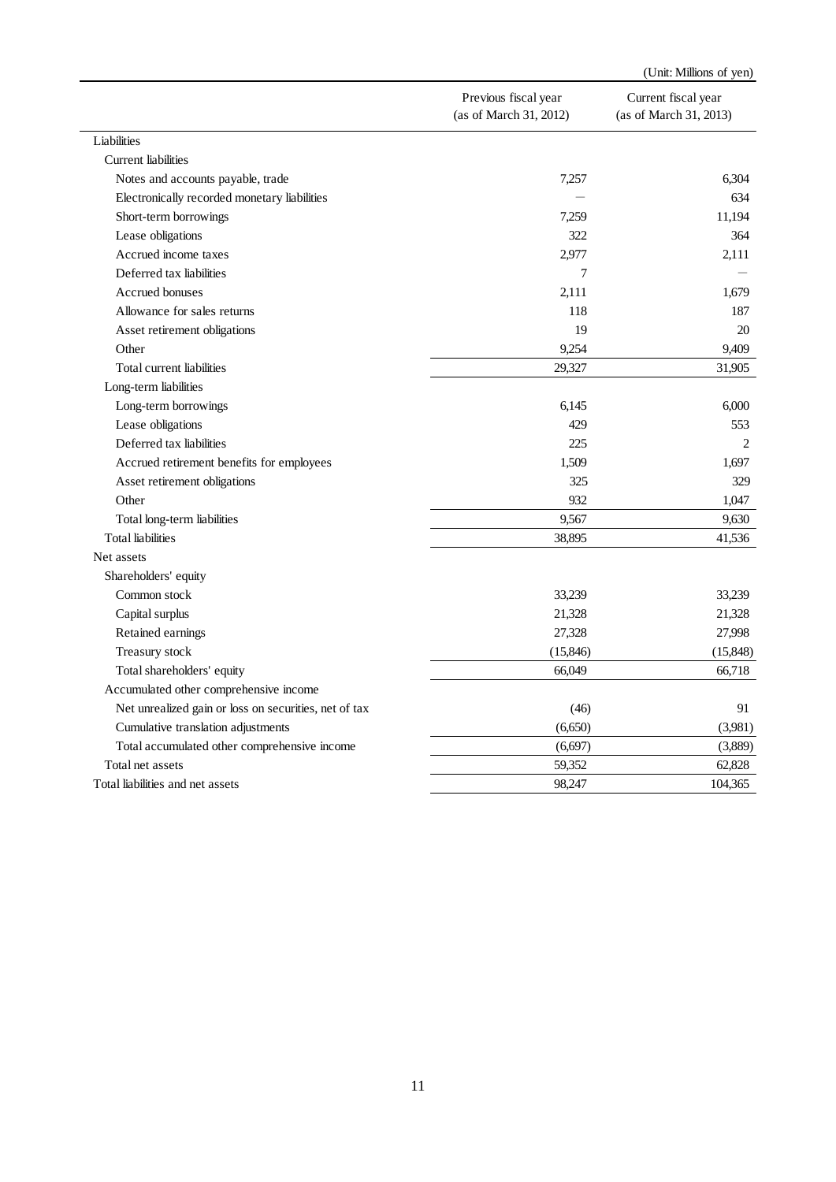(Unit: Millions of yen)

| | Previous fiscal year (as of March 31, 2012) | Current fiscal year (as of March 31, 2013) |
|---|---|---|
| Liabilities | | |
| Current liabilities | | |
| Notes and accounts payable, trade | 7,257 | 6,304 |
| Electronically recorded monetary liabilities | — | 634 |
| Short-term borrowings | 7,259 | 11,194 |
| Lease obligations | 322 | 364 |
| Accrued income taxes | 2,977 | 2,111 |
| Deferred tax liabilities | 7 | — |
| Accrued bonuses | 2,111 | 1,679 |
| Allowance for sales returns | 118 | 187 |
| Asset retirement obligations | 19 | 20 |
| Other | 9,254 | 9,409 |
| Total current liabilities | 29,327 | 31,905 |
| Long-term liabilities | | |
| Long-term borrowings | 6,145 | 6,000 |
| Lease obligations | 429 | 553 |
| Deferred tax liabilities | 225 | 2 |
| Accrued retirement benefits for employees | 1,509 | 1,697 |
| Asset retirement obligations | 325 | 329 |
| Other | 932 | 1,047 |
| Total long-term liabilities | 9,567 | 9,630 |
| Total liabilities | 38,895 | 41,536 |
| Net assets | | |
| Shareholders' equity | | |
| Common stock | 33,239 | 33,239 |
| Capital surplus | 21,328 | 21,328 |
| Retained earnings | 27,328 | 27,998 |
| Treasury stock | (15,846) | (15,848) |
| Total shareholders' equity | 66,049 | 66,718 |
| Accumulated other comprehensive income | | |
| Net unrealized gain or loss on securities, net of tax | (46) | 91 |
| Cumulative translation adjustments | (6,650) | (3,981) |
| Total accumulated other comprehensive income | (6,697) | (3,889) |
| Total net assets | 59,352 | 62,828 |
| Total liabilities and net assets | 98,247 | 104,365 |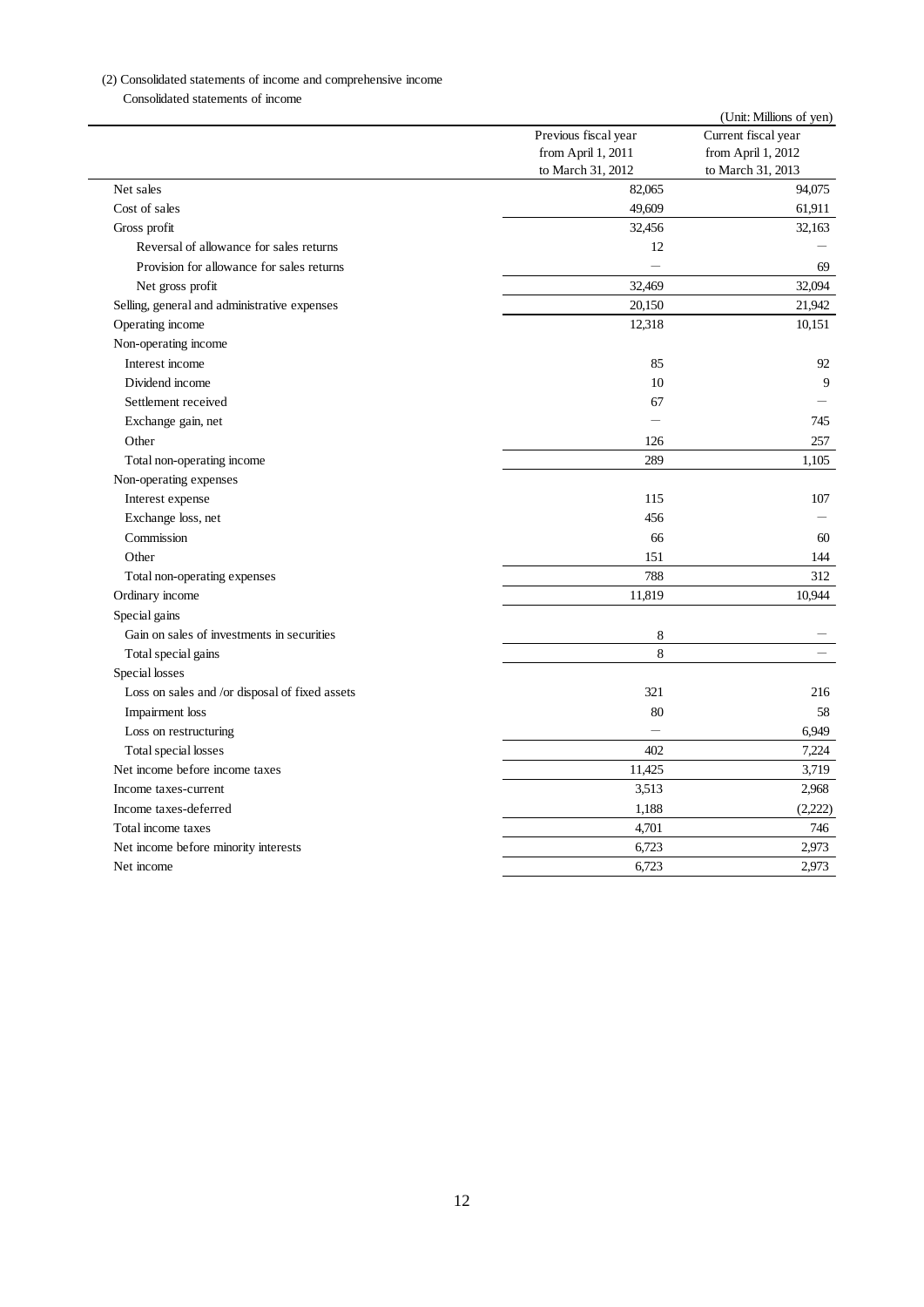(2) Consolidated statements of income and comprehensive income

Consolidated statements of income

(Unit: Millions of yen)

| | Previous fiscal year from April 1, 2011 to March 31, 2012 | Current fiscal year from April 1, 2012 to March 31, 2013 |
|---|---|---|
| Net sales | 82,065 | 94,075 |
| Cost of sales | 49,609 | 61,911 |
| Gross profit | 32,456 | 32,163 |
| Reversal of allowance for sales returns | 12 | — |
| Provision for allowance for sales returns | — | 69 |
| Net gross profit | 32,469 | 32,094 |
| Selling, general and administrative expenses | 20,150 | 21,942 |
| Operating income | 12,318 | 10,151 |
| Non-operating income | | |
| Interest income | 85 | 92 |
| Dividend income | 10 | 9 |
| Settlement received | 67 | — |
| Exchange gain, net | — | 745 |
| Other | 126 | 257 |
| Total non-operating income | 289 | 1,105 |
| Non-operating expenses | | |
| Interest expense | 115 | 107 |
| Exchange loss, net | 456 | — |
| Commission | 66 | 60 |
| Other | 151 | 144 |
| Total non-operating expenses | 788 | 312 |
| Ordinary income | 11,819 | 10,944 |
| Special gains | | |
| Gain on sales of investments in securities | 8 | — |
| Total special gains | 8 | — |
| Special losses | | |
| Loss on sales and /or disposal of fixed assets | 321 | 216 |
| Impairment loss | 80 | 58 |
| Loss on restructuring | — | 6,949 |
| Total special losses | 402 | 7,224 |
| Net income before income taxes | 11,425 | 3,719 |
| Income taxes-current | 3,513 | 2,968 |
| Income taxes-deferred | 1,188 | (2,222) |
| Total income taxes | 4,701 | 746 |
| Net income before minority interests | 6,723 | 2,973 |
| Net income | 6,723 | 2,973 |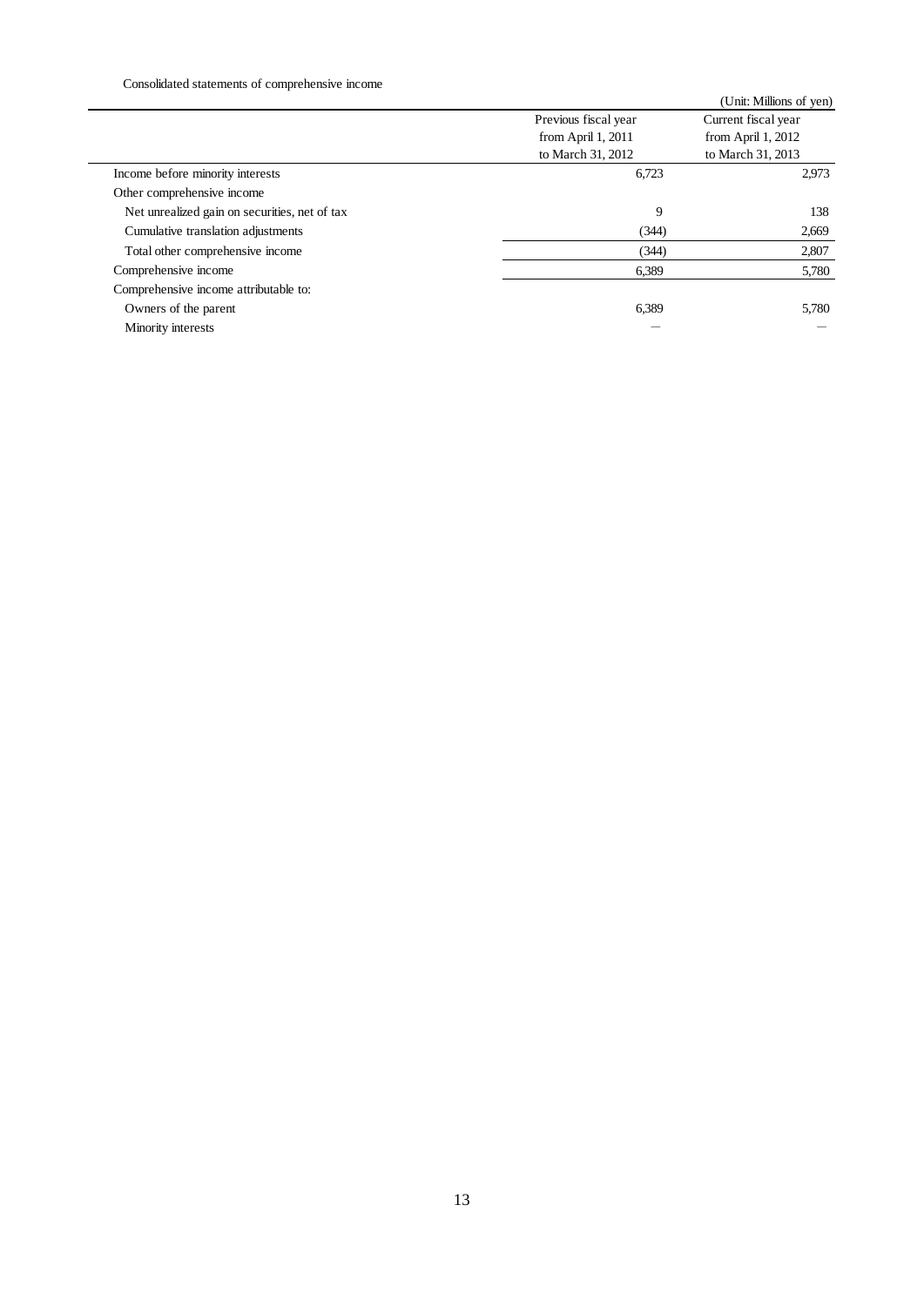Consolidated statements of comprehensive income

(Unit: Millions of yen)

| | Previous fiscal year from April 1, 2011 to March 31, 2012 | Current fiscal year from April 1, 2012 to March 31, 2013 |
|---|---|---|
| Income before minority interests | 6,723 | 2,973 |
| Other comprehensive income | | |
| Net unrealized gain on securities, net of tax | 9 | 138 |
| Cumulative translation adjustments | (344) | 2,669 |
| Total other comprehensive income | (344) | 2,807 |
| Comprehensive income | 6,389 | 5,780 |
| Comprehensive income attributable to: | | |
| Owners of the parent | 6,389 | 5,780 |
| Minority interests | — | — |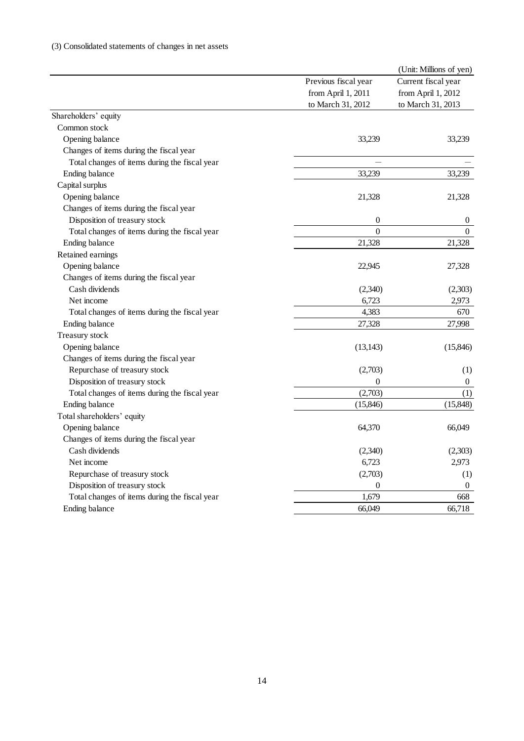(3) Consolidated statements of changes in net assets

(Unit: Millions of yen)

| | Previous fiscal year from April 1, 2011 to March 31, 2012 | Current fiscal year from April 1, 2012 to March 31, 2013 |
|---|---|---|
| Shareholders' equity | | |
| Common stock | | |
| Opening balance | 33,239 | 33,239 |
| Changes of items during the fiscal year | | |
| Total changes of items during the fiscal year | — | — |
| Ending balance | 33,239 | 33,239 |
| Capital surplus | | |
| Opening balance | 21,328 | 21,328 |
| Changes of items during the fiscal year | | |
| Disposition of treasury stock | 0 | 0 |
| Total changes of items during the fiscal year | 0 | 0 |
| Ending balance | 21,328 | 21,328 |
| Retained earnings | | |
| Opening balance | 22,945 | 27,328 |
| Changes of items during the fiscal year | | |
| Cash dividends | (2,340) | (2,303) |
| Net income | 6,723 | 2,973 |
| Total changes of items during the fiscal year | 4,383 | 670 |
| Ending balance | 27,328 | 27,998 |
| Treasury stock | | |
| Opening balance | (13,143) | (15,846) |
| Changes of items during the fiscal year | | |
| Repurchase of treasury stock | (2,703) | (1) |
| Disposition of treasury stock | 0 | 0 |
| Total changes of items during the fiscal year | (2,703) | (1) |
| Ending balance | (15,846) | (15,848) |
| Total shareholders' equity | | |
| Opening balance | 64,370 | 66,049 |
| Changes of items during the fiscal year | | |
| Cash dividends | (2,340) | (2,303) |
| Net income | 6,723 | 2,973 |
| Repurchase of treasury stock | (2,703) | (1) |
| Disposition of treasury stock | 0 | 0 |
| Total changes of items during the fiscal year | 1,679 | 668 |
| Ending balance | 66,049 | 66,718 |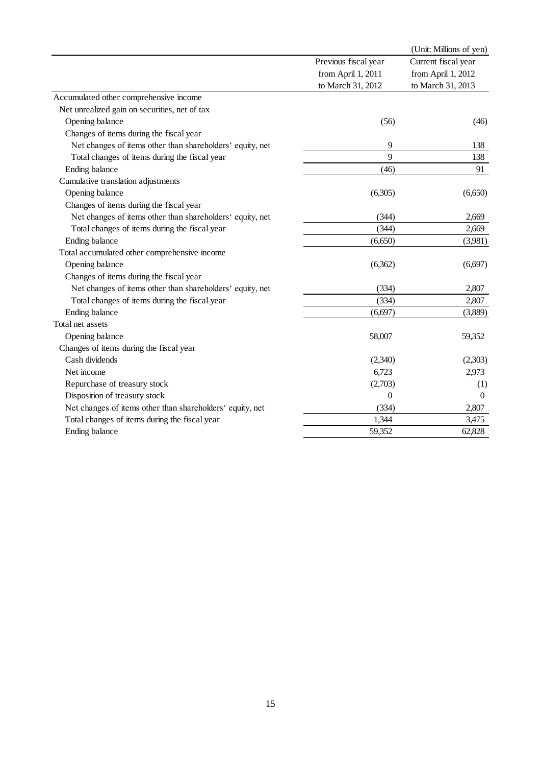(Unit: Millions of yen)

| | Previous fiscal year from April 1, 2011 to March 31, 2012 | Current fiscal year from April 1, 2012 to March 31, 2013 |
|---|---|---|
| Accumulated other comprehensive income | | |
| Net unrealized gain on securities, net of tax | | |
| Opening balance | (56) | (46) |
| Changes of items during the fiscal year | | |
| Net changes of items other than shareholders' equity, net | 9 | 138 |
| Total changes of items during the fiscal year | 9 | 138 |
| Ending balance | (46) | 91 |
| Cumulative translation adjustments | | |
| Opening balance | (6,305) | (6,650) |
| Changes of items during the fiscal year | | |
| Net changes of items other than shareholders' equity, net | (344) | 2,669 |
| Total changes of items during the fiscal year | (344) | 2,669 |
| Ending balance | (6,650) | (3,981) |
| Total accumulated other comprehensive income | | |
| Opening balance | (6,362) | (6,697) |
| Changes of items during the fiscal year | | |
| Net changes of items other than shareholders' equity, net | (334) | 2,807 |
| Total changes of items during the fiscal year | (334) | 2,807 |
| Ending balance | (6,697) | (3,889) |
| Total net assets | | |
| Opening balance | 58,007 | 59,352 |
| Changes of items during the fiscal year | | |
| Cash dividends | (2,340) | (2,303) |
| Net income | 6,723 | 2,973 |
| Repurchase of treasury stock | (2,703) | (1) |
| Disposition of treasury stock | 0 | 0 |
| Net changes of items other than shareholders' equity, net | (334) | 2,807 |
| Total changes of items during the fiscal year | 1,344 | 3,475 |
| Ending balance | 59,352 | 62,828 |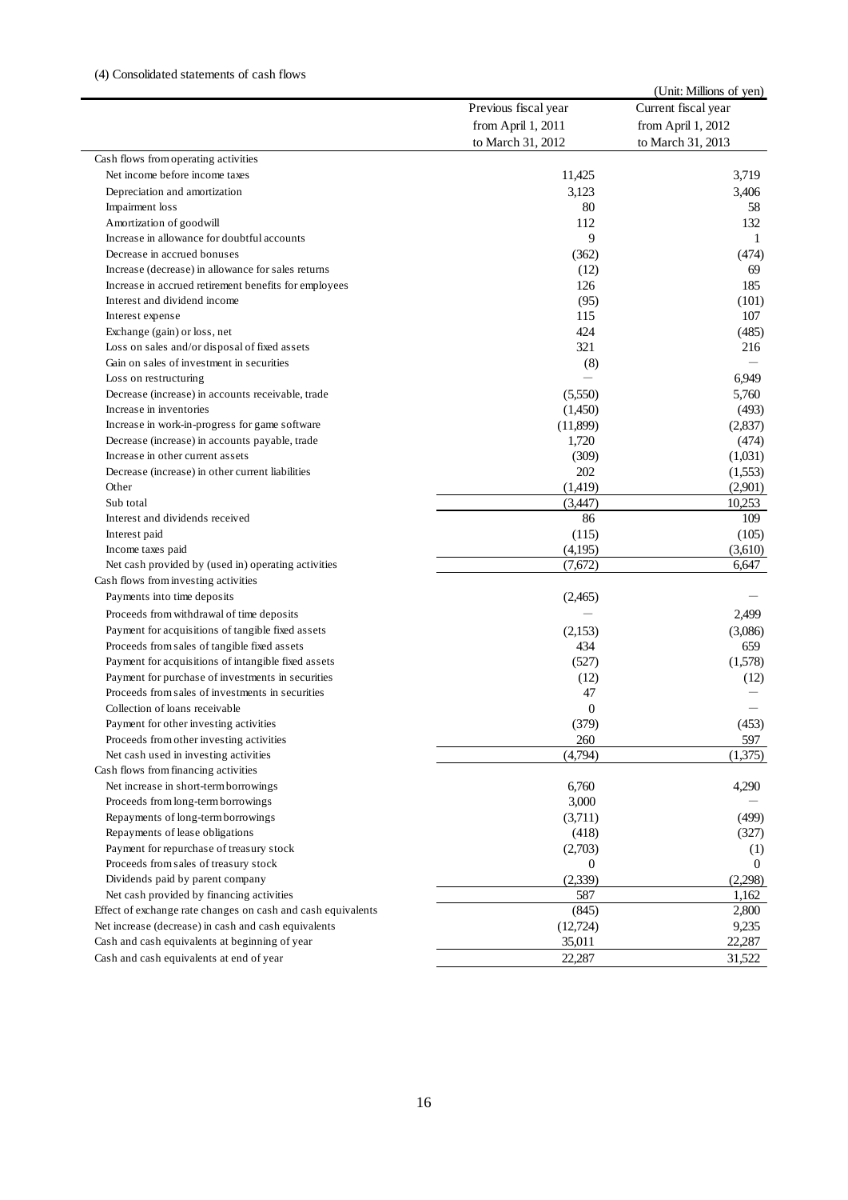(4) Consolidated statements of cash flows

(Unit: Millions of yen)

| | Previous fiscal year from April 1, 2011 to March 31, 2012 | Current fiscal year from April 1, 2012 to March 31, 2013 |
|---|---|---|
| Cash flows from operating activities | | |
| Net income before income taxes | 11,425 | 3,719 |
| Depreciation and amortization | 3,123 | 3,406 |
| Impairment loss | 80 | 58 |
| Amortization of goodwill | 112 | 132 |
| Increase in allowance for doubtful accounts | 9 | 1 |
| Decrease in accrued bonuses | (362) | (474) |
| Increase (decrease) in allowance for sales returns | (12) | 69 |
| Increase in accrued retirement benefits for employees | 126 | 185 |
| Interest and dividend income | (95) | (101) |
| Interest expense | 115 | 107 |
| Exchange (gain) or loss, net | 424 | (485) |
| Loss on sales and/or disposal of fixed assets | 321 | 216 |
| Gain on sales of investment in securities | (8) | ― |
| Loss on restructuring | ― | 6,949 |
| Decrease (increase) in accounts receivable, trade | (5,550) | 5,760 |
| Increase in inventories | (1,450) | (493) |
| Increase in work-in-progress for game software | (11,899) | (2,837) |
| Decrease (increase) in accounts payable, trade | 1,720 | (474) |
| Increase in other current assets | (309) | (1,031) |
| Decrease (increase) in other current liabilities | 202 | (1,553) |
| Other | (1,419) | (2,901) |
| Sub total | (3,447) | 10,253 |
| Interest and dividends received | 86 | 109 |
| Interest paid | (115) | (105) |
| Income taxes paid | (4,195) | (3,610) |
| Net cash provided by (used in) operating activities | (7,672) | 6,647 |
| Cash flows from investing activities | | |
| Payments into time deposits | (2,465) | ― |
| Proceeds from withdrawal of time deposits | ― | 2,499 |
| Payment for acquisitions of tangible fixed assets | (2,153) | (3,086) |
| Proceeds from sales of tangible fixed assets | 434 | 659 |
| Payment for acquisitions of intangible fixed assets | (527) | (1,578) |
| Payment for purchase of investments in securities | (12) | (12) |
| Proceeds from sales of investments in securities | 47 | ― |
| Collection of loans receivable | 0 | ― |
| Payment for other investing activities | (379) | (453) |
| Proceeds from other investing activities | 260 | 597 |
| Net cash used in investing activities | (4,794) | (1,375) |
| Cash flows from financing activities | | |
| Net increase in short-term borrowings | 6,760 | 4,290 |
| Proceeds from long-term borrowings | 3,000 | ― |
| Repayments of long-term borrowings | (3,711) | (499) |
| Repayments of lease obligations | (418) | (327) |
| Payment for repurchase of treasury stock | (2,703) | (1) |
| Proceeds from sales of treasury stock | 0 | 0 |
| Dividends paid by parent company | (2,339) | (2,298) |
| Net cash provided by financing activities | 587 | 1,162 |
| Effect of exchange rate changes on cash and cash equivalents | (845) | 2,800 |
| Net increase (decrease) in cash and cash equivalents | (12,724) | 9,235 |
| Cash and cash equivalents at beginning of year | 35,011 | 22,287 |
| Cash and cash equivalents at end of year | 22,287 | 31,522 |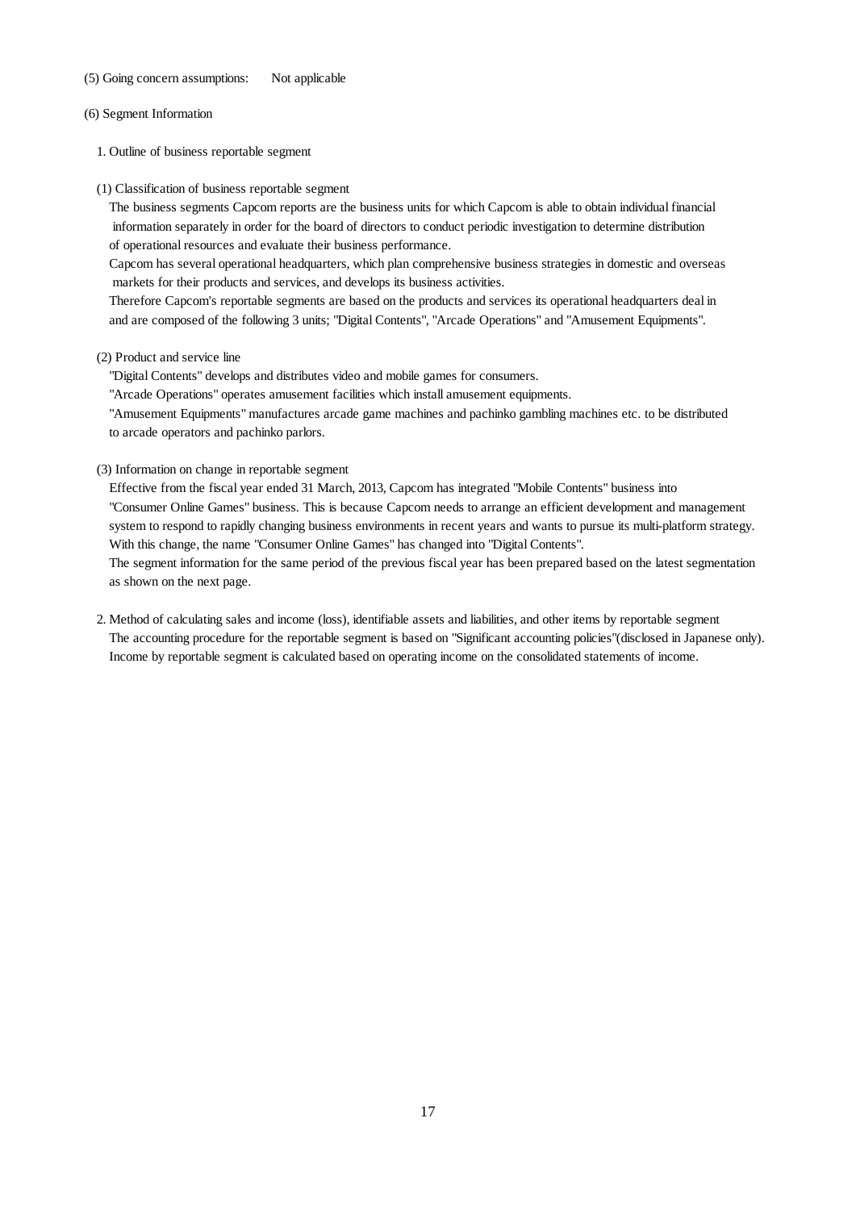(5) Going concern assumptions: Not applicable

(6) Segment Information

1. Outline of business reportable segment

(1) Classification of business reportable segment

The business segments Capcom reports are the business units for which Capcom is able to obtain individual financial information separately in order for the board of directors to conduct periodic investigation to determine distribution of operational resources and evaluate their business performance.

Capcom has several operational headquarters, which plan comprehensive business strategies in domestic and overseas markets for their products and services, and develops its business activities.

Therefore Capcom's reportable segments are based on the products and services its operational headquarters deal in and are composed of the following 3 units; "Digital Contents", "Arcade Operations" and "Amusement Equipments".

(2) Product and service line

"Digital Contents" develops and distributes video and mobile games for consumers.

"Arcade Operations" operates amusement facilities which install amusement equipments.

"Amusement Equipments" manufactures arcade game machines and pachinko gambling machines etc. to be distributed to arcade operators and pachinko parlors.

(3) Information on change in reportable segment

Effective from the fiscal year ended 31 March, 2013, Capcom has integrated "Mobile Contents" business into "Consumer Online Games" business. This is because Capcom needs to arrange an efficient development and management system to respond to rapidly changing business environments in recent years and wants to pursue its multi-platform strategy. With this change, the name "Consumer Online Games" has changed into "Digital Contents".

The segment information for the same period of the previous fiscal year has been prepared based on the latest segmentation as shown on the next page.

2. Method of calculating sales and income (loss), identifiable assets and liabilities, and other items by reportable segment

The accounting procedure for the reportable segment is based on "Significant accounting policies"(disclosed in Japanese only).

Income by reportable segment is calculated based on operating income on the consolidated statements of income.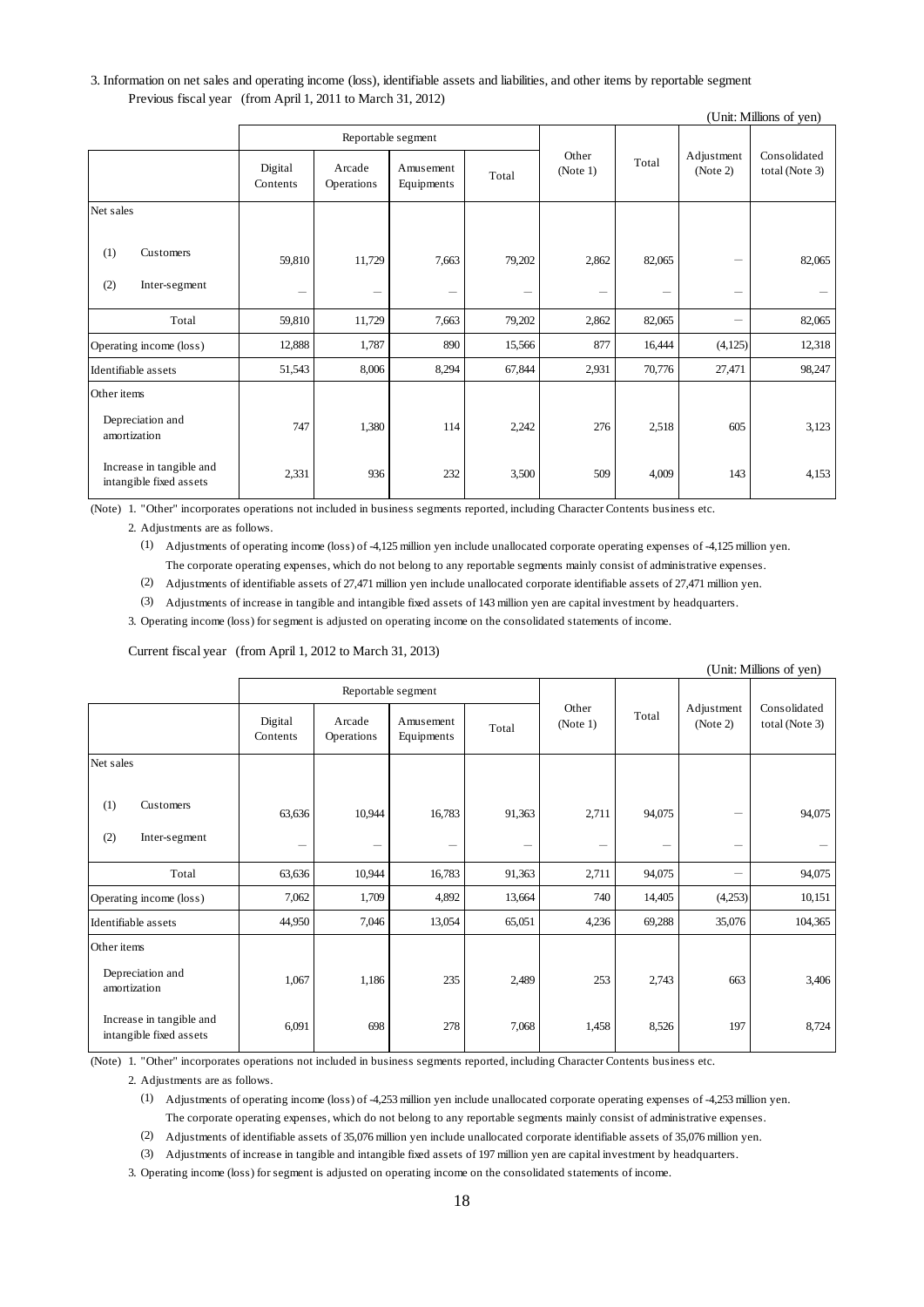3. Information on net sales and operating income (loss), identifiable assets and liabilities, and other items by reportable segment

Previous fiscal year (from April 1, 2011 to March 31, 2012)

(Unit: Millions of yen)

| | Reportable segment | | | | Other (Note 1) | Total | Adjustment (Note 2) | Consolidated total (Note 3) |
|---|---|---|---|---|---|---|---|---|
| | Digital Contents | Arcade Operations | Amusement Equipments | Total | | | | |
| Net sales | | | | | | | | |
| (1) Customers | 59,810 | 11,729 | 7,663 | 79,202 | 2,862 | 82,065 | — | 82,065 |
| (2) Inter-segment | — | — | — | — | — | — | — | — |
| Total | 59,810 | 11,729 | 7,663 | 79,202 | 2,862 | 82,065 | — | 82,065 |
| Operating income (loss) | 12,888 | 1,787 | 890 | 15,566 | 877 | 16,444 | (4,125) | 12,318 |
| Identifiable assets | 51,543 | 8,006 | 8,294 | 67,844 | 2,931 | 70,776 | 27,471 | 98,247 |
| Other items | | | | | | | | |
| Depreciation and amortization | 747 | 1,380 | 114 | 2,242 | 276 | 2,518 | 605 | 3,123 |
| Increase in tangible and intangible fixed assets | 2,331 | 936 | 232 | 3,500 | 509 | 4,009 | 143 | 4,153 |

(Note) 1. "Other" incorporates operations not included in business segments reported, including Character Contents business etc.

2. Adjustments are as follows.

(1) Adjustments of operating income (loss) of -4,125 million yen include unallocated corporate operating expenses of -4,125 million yen. The corporate operating expenses, which do not belong to any reportable segments mainly consist of administrative expenses.

(2) Adjustments of identifiable assets of 27,471 million yen include unallocated corporate identifiable assets of 27,471 million yen.

(3) Adjustments of increase in tangible and intangible fixed assets of 143 million yen are capital investment by headquarters.

3. Operating income (loss) for segment is adjusted on operating income on the consolidated statements of income.

Current fiscal year (from April 1, 2012 to March 31, 2013)

(Unit: Millions of yen)

| | Reportable segment | | | | Other (Note 1) | Total | Adjustment (Note 2) | Consolidated total (Note 3) |
|---|---|---|---|---|---|---|---|---|
| | Digital Contents | Arcade Operations | Amusement Equipments | Total | | | | |
| Net sales | | | | | | | | |
| (1) Customers | 63,636 | 10,944 | 16,783 | 91,363 | 2,711 | 94,075 | — | 94,075 |
| (2) Inter-segment | — | — | — | — | — | — | — | — |
| Total | 63,636 | 10,944 | 16,783 | 91,363 | 2,711 | 94,075 | — | 94,075 |
| Operating income (loss) | 7,062 | 1,709 | 4,892 | 13,664 | 740 | 14,405 | (4,253) | 10,151 |
| Identifiable assets | 44,950 | 7,046 | 13,054 | 65,051 | 4,236 | 69,288 | 35,076 | 104,365 |
| Other items | | | | | | | | |
| Depreciation and amortization | 1,067 | 1,186 | 235 | 2,489 | 253 | 2,743 | 663 | 3,406 |
| Increase in tangible and intangible fixed assets | 6,091 | 698 | 278 | 7,068 | 1,458 | 8,526 | 197 | 8,724 |

(Note) 1. "Other" incorporates operations not included in business segments reported, including Character Contents business etc.

2. Adjustments are as follows.

(1) Adjustments of operating income (loss) of -4,253 million yen include unallocated corporate operating expenses of -4,253 million yen. The corporate operating expenses, which do not belong to any reportable segments mainly consist of administrative expenses.

(2) Adjustments of identifiable assets of 35,076 million yen include unallocated corporate identifiable assets of 35,076 million yen.

(3) Adjustments of increase in tangible and intangible fixed assets of 197 million yen are capital investment by headquarters.

3. Operating income (loss) for segment is adjusted on operating income on the consolidated statements of income.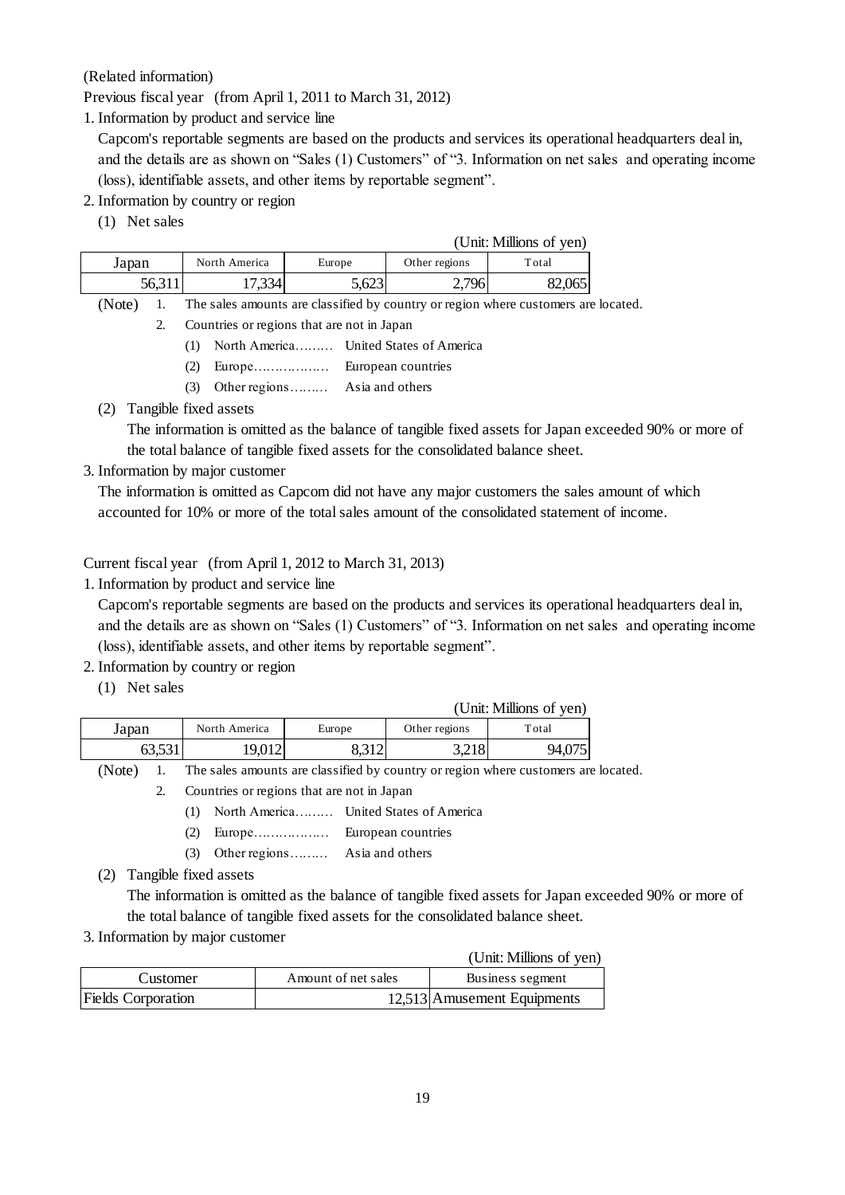(Related information)

Previous fiscal year (from April 1, 2011 to March 31, 2012)

1. Information by product and service line

   Capcom's reportable segments are based on the products and services its operational headquarters deal in, and the details are as shown on "Sales (1) Customers" of "3. Information on net sales and operating income (loss), identifiable assets, and other items by reportable segment".

2. Information by country or region

   (1) Net sales

(Unit: Millions of yen)

| Japan | North America | Europe | Other regions | Total |
|---|---|---|---|---|
| 56,311 | 17,334 | 5,623 | 2,796 | 82,065 |

(Note) 1. The sales amounts are classified by country or region where customers are located.

2. Countries or regions that are not in Japan

   (1) North America……… United States of America

   (2) Europe……………… European countries

   (3) Other regions……… Asia and others

   (2) Tangible fixed assets

   The information is omitted as the balance of tangible fixed assets for Japan exceeded 90% or more of the total balance of tangible fixed assets for the consolidated balance sheet.

3. Information by major customer

   The information is omitted as Capcom did not have any major customers the sales amount of which accounted for 10% or more of the total sales amount of the consolidated statement of income.

Current fiscal year (from April 1, 2012 to March 31, 2013)

1. Information by product and service line

   Capcom's reportable segments are based on the products and services its operational headquarters deal in, and the details are as shown on "Sales (1) Customers" of "3. Information on net sales and operating income (loss), identifiable assets, and other items by reportable segment".

2. Information by country or region

   (1) Net sales

(Unit: Millions of yen)

| Japan | North America | Europe | Other regions | Total |
|---|---|---|---|---|
| 63,531 | 19,012 | 8,312 | 3,218 | 94,075 |

(Note) 1. The sales amounts are classified by country or region where customers are located.

2. Countries or regions that are not in Japan

   (1) North America……… United States of America

   (2) Europe……………… European countries

   (3) Other regions……… Asia and others

   (2) Tangible fixed assets

   The information is omitted as the balance of tangible fixed assets for Japan exceeded 90% or more of the total balance of tangible fixed assets for the consolidated balance sheet.

3. Information by major customer

(Unit: Millions of yen)

| Customer | Amount of net sales | Business segment |
|---|---|---|
| Fields Corporation | 12,513 | Amusement Equipments |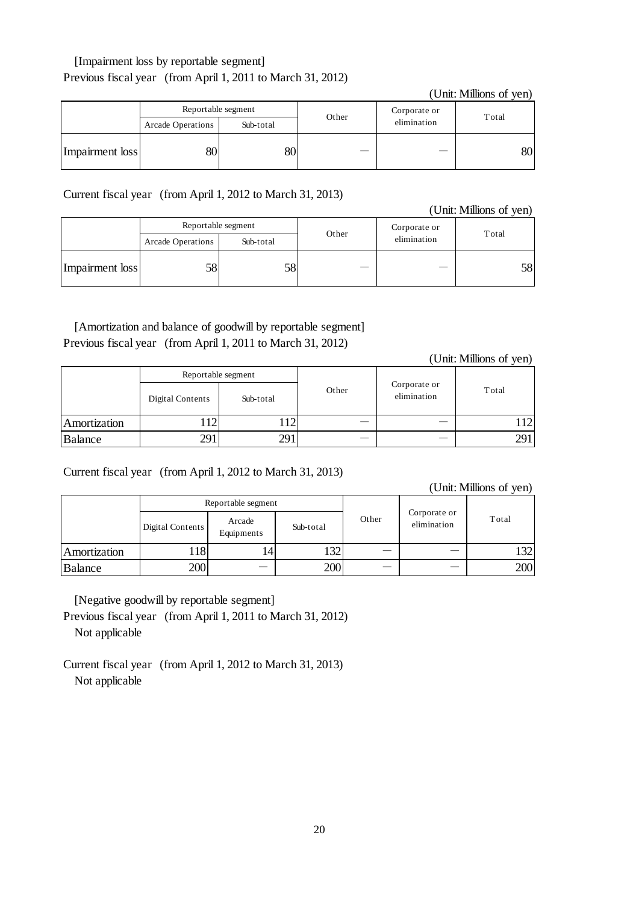[Impairment loss by reportable segment]

Previous fiscal year (from April 1, 2011 to March 31, 2012)

(Unit: Millions of yen)

| | Reportable segment | | Other | Corporate or elimination | Total |
|---|---|---|---|---|---|
| | Arcade Operations | Sub-total | | | |
| Impairment loss | 80 | 80 | — | — | 80 |

Current fiscal year (from April 1, 2012 to March 31, 2013)

(Unit: Millions of yen)

| | Reportable segment | | Other | Corporate or elimination | Total |
|---|---|---|---|---|---|
| | Arcade Operations | Sub-total | | | |
| Impairment loss | 58 | 58 | — | — | 58 |

[Amortization and balance of goodwill by reportable segment]

Previous fiscal year (from April 1, 2011 to March 31, 2012)

(Unit: Millions of yen)

| | Reportable segment | | Other | Corporate or elimination | Total |
|---|---|---|---|---|---|
| | Digital Contents | Sub-total | | | |
| Amortization | 112 | 112 | — | — | 112 |
| Balance | 291 | 291 | — | — | 291 |

Current fiscal year (from April 1, 2012 to March 31, 2013)

(Unit: Millions of yen)

| | Reportable segment | | | Other | Corporate or elimination | Total |
|---|---|---|---|---|---|---|
| | Digital Contents | Arcade Equipments | Sub-total | | | |
| Amortization | 118 | 14 | 132 | — | — | 132 |
| Balance | 200 | — | 200 | — | — | 200 |

[Negative goodwill by reportable segment]

Previous fiscal year (from April 1, 2011 to March 31, 2012)

Not applicable

Current fiscal year (from April 1, 2012 to March 31, 2013)

Not applicable